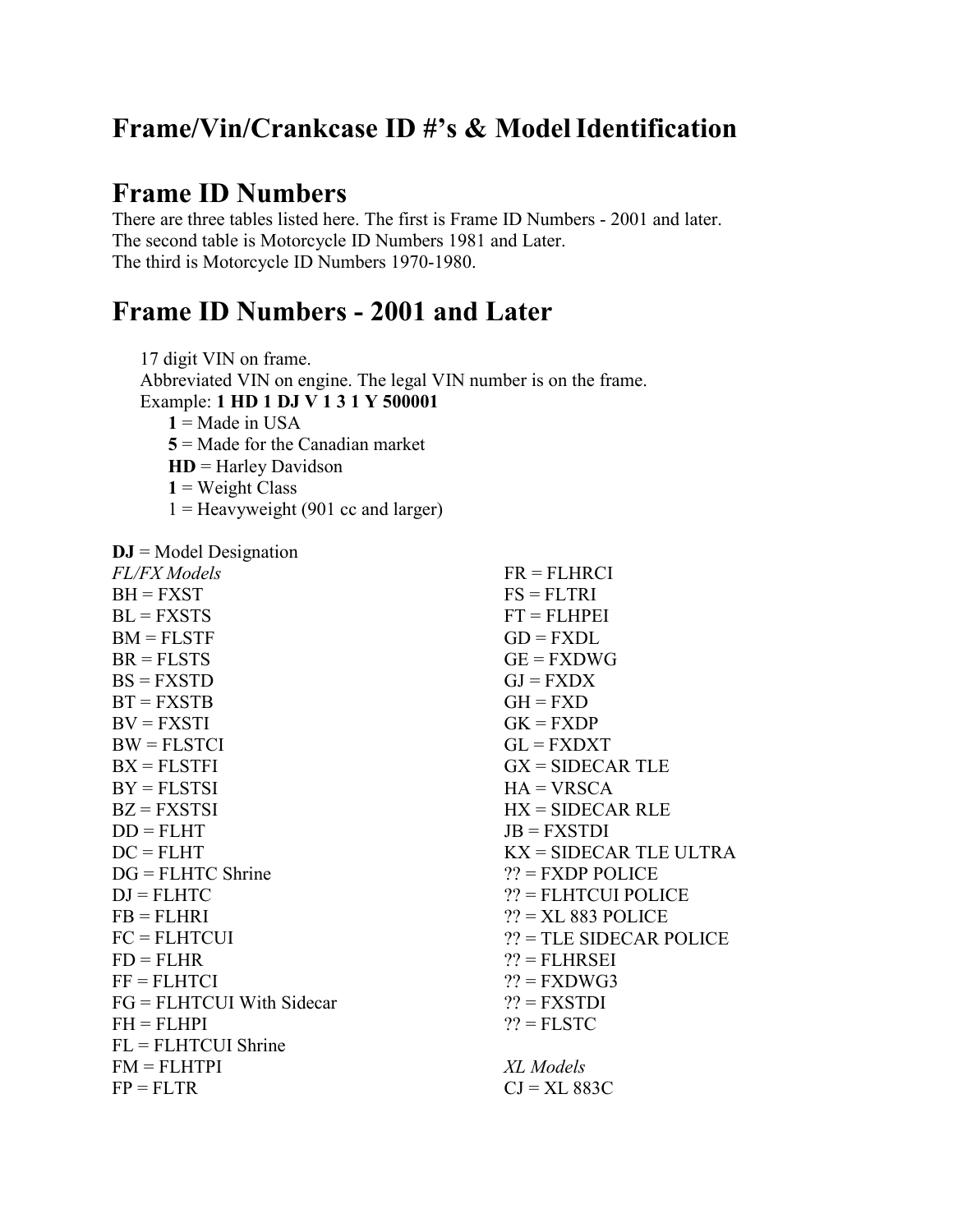# Frame/Vin/Crankcase ID #'s & Model Identification

## Frame ID Numbers

There are three tables listed here. The first is Frame ID Numbers - 2001 and later.
The second table is Motorcycle ID Numbers 1981 and Later.
The third is Motorcycle ID Numbers 1970-1980.

## Frame ID Numbers - 2001 and Later

17 digit VIN on frame.
Abbreviated VIN on engine. The legal VIN number is on the frame.
Example: **1 HD 1 DJ V 1 3 1 Y 500001**

- **1** = Made in USA
- **5** = Made for the Canadian market
- **HD** = Harley Davidson
- **1** = Weight Class
- 1 = Heavyweight (901 cc and larger)

**DJ** = Model Designation

*FL/FX Models*

BH = FXST
BL = FXSTS
BM = FLSTF
BR = FLSTS
BS = FXSTD
BT = FXSTB
BV = FXSTI
BW = FLSTCI
BX = FLSTFI
BY = FLSTSI
BZ = FXSTSI
DD = FLHT
DC = FLHT
DG = FLHTC Shrine
DJ = FLHTC
FB = FLHRI
FC = FLHTCUI
FD = FLHR
FF = FLHTCI
FG = FLHTCUI With Sidecar
FH = FLHPI
FL = FLHTCUI Shrine
FM = FLHTPI
FP = FLTR
FR = FLHRCI
FS = FLTRI
FT = FLHPEI
GD = FXDL
GE = FXDWG
GJ = FXDX
GH = FXD
GK = FXDP
GL = FXDXT
GX = SIDECAR TLE
HA = VRSCA
HX = SIDECAR RLE
JB = FXSTDI
KX = SIDECAR TLE ULTRA
?? = FXDP POLICE
?? = FLHTCUI POLICE
?? = XL 883 POLICE
?? = TLE SIDECAR POLICE
?? = FLHRSEI
?? = FXDWG3
?? = FXSTDI
?? = FLSTC

*XL Models*

CJ = XL 883C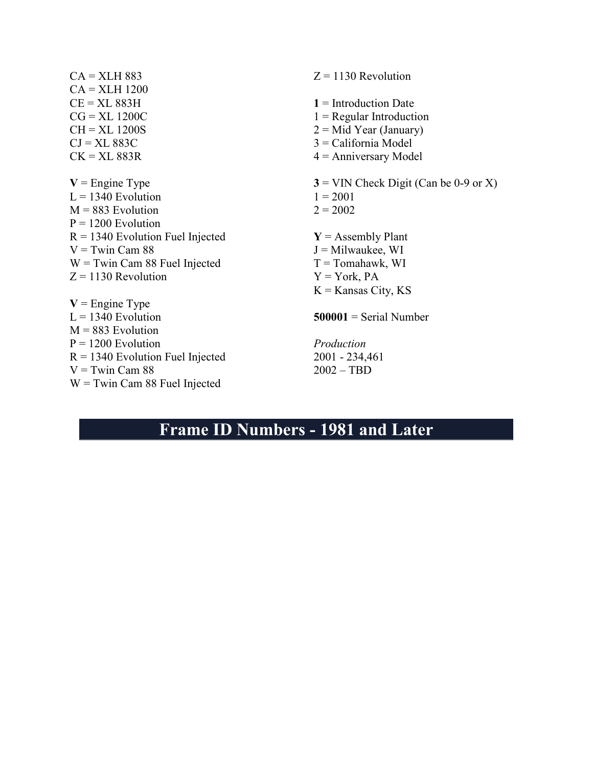CA = XLH 883
CA = XLH 1200
CE = XL 883H
CG = XL 1200C
CH = XL 1200S
CJ = XL 883C
CK = XL 883R

**V** = Engine Type
L = 1340 Evolution
M = 883 Evolution
P = 1200 Evolution
R = 1340 Evolution Fuel Injected
V = Twin Cam 88
W = Twin Cam 88 Fuel Injected
Z = 1130 Revolution

**V** = Engine Type
L = 1340 Evolution
M = 883 Evolution
P = 1200 Evolution
R = 1340 Evolution Fuel Injected
V = Twin Cam 88
W = Twin Cam 88 Fuel Injected
Z = 1130 Revolution

**1** = Introduction Date
1 = Regular Introduction
2 = Mid Year (January)
3 = California Model
4 = Anniversary Model

**3** = VIN Check Digit (Can be 0-9 or X)
1 = 2001
2 = 2002

**Y** = Assembly Plant
J = Milwaukee, WI
T = Tomahawk, WI
Y = York, PA
K = Kansas City, KS

**500001** = Serial Number

*Production*
2001 - 234,461
2002 – TBD

# Frame ID Numbers - 1981 and Later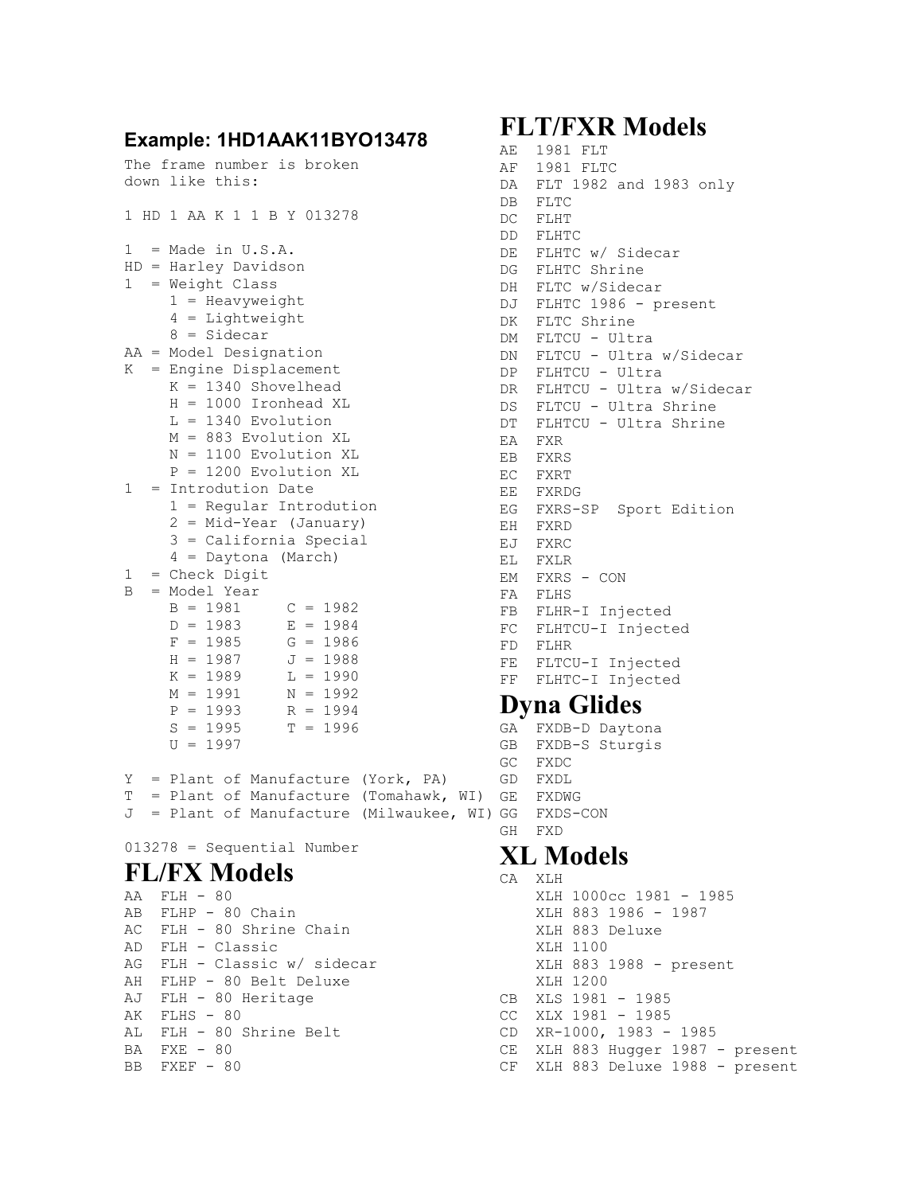**Example: 1HD1AAK11BYO13478**

The frame number is broken down like this:

```
1 HD 1 AA K 1 1 B Y 013278

1  = Made in U.S.A.
HD = Harley Davidson
1  = Weight Class
     1 = Heavyweight
     4 = Lightweight
     8 = Sidecar
AA = Model Designation
K  = Engine Displacement
     K = 1340 Shovelhead
     H = 1000 Ironhead XL
     L = 1340 Evolution
     M = 883 Evolution XL
     N = 1100 Evolution XL
     P = 1200 Evolution XL
1  = Introdution Date
     1 = Regular Introdution
     2 = Mid-Year (January)
     3 = California Special
     4 = Daytona (March)
1  = Check Digit
B  = Model Year
     B = 1981     C = 1982
     D = 1983     E = 1984
     F = 1985     G = 1986
     H = 1987     J = 1988
     K = 1989     L = 1990
     M = 1991     N = 1992
     P = 1993     R = 1994
     S = 1995     T = 1996
     U = 1997

Y  = Plant of Manufacture (York, PA)
T  = Plant of Manufacture (Tomahawk, WI)
J  = Plant of Manufacture (Milwaukee, WI)

013278 = Sequential Number
```

# FL/FX Models

```
AA  FLH - 80
AB  FLHP - 80 Chain
AC  FLH - 80 Shrine Chain
AD  FLH - Classic
AG  FLH - Classic w/ sidecar
AH  FLHP - 80 Belt Deluxe
AJ  FLH - 80 Heritage
AK  FLHS - 80
AL  FLH - 80 Shrine Belt
BA  FXE - 80
BB  FXEF - 80
```

# FLT/FXR Models

```
AE  1981 FLT
AF  1981 FLTC
DA  FLT 1982 and 1983 only
DB  FLTC
DC  FLHT
DD  FLHTC
DE  FLHTC w/ Sidecar
DG  FLHTC Shrine
DH  FLTC w/Sidecar
DJ  FLHTC 1986 - present
DK  FLTC Shrine
DM  FLTCU - Ultra
DN  FLTCU - Ultra w/Sidecar
DP  FLHTCU - Ultra
DR  FLHTCU - Ultra w/Sidecar
DS  FLTCU - Ultra Shrine
DT  FLHTCU - Ultra Shrine
EA  FXR
EB  FXRS
EC  FXRT
EE  FXRDG
EG  FXRS-SP  Sport Edition
EH  FXRD
EJ  FXRC
EL  FXLR
EM  FXRS - CON
FA  FLHS
FB  FLHR-I Injected
FC  FLHTCU-I Injected
FD  FLHR
FE  FLTCU-I Injected
FF  FLHTC-I Injected
```

# Dyna Glides

```
GA  FXDB-D Daytona
GB  FXDB-S Sturgis
GC  FXDC
GD  FXDL
GE  FXDWG
GG  FXDS-CON
GH  FXD
```

# XL Models

```
CA  XLH
    XLH 1000cc 1981 - 1985
    XLH 883 1986 - 1987
    XLH 883 Deluxe
    XLH 1100
    XLH 883 1988 - present
    XLH 1200
CB  XLS 1981 - 1985
CC  XLX 1981 - 1985
CD  XR-1000, 1983 - 1985
CE  XLH 883 Hugger 1987 - present
CF  XLH 883 Deluxe 1988 - present
```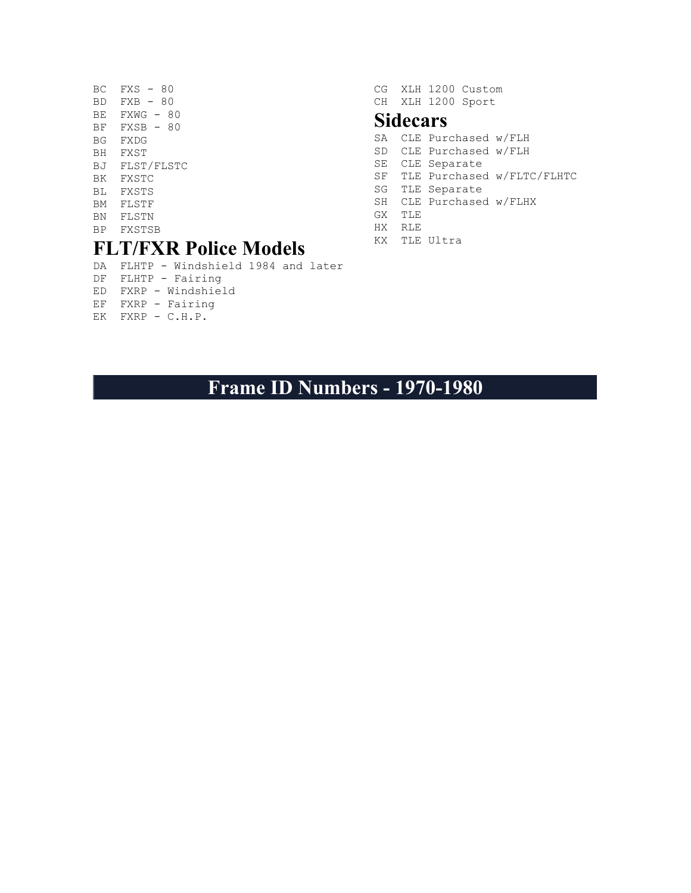```
BC  FXS - 80
BD  FXB - 80
BE  FXWG - 80
BF  FXSB - 80
BG  FXDG
BH  FXST
BJ  FLST/FLSTC
BK  FXSTC
BL  FXSTS
BM  FLSTF
BN  FLSTN
BP  FXSTSB
```

## FLT/FXR Police Models

```
DA  FLHTP - Windshield 1984 and later
DF  FLHTP - Fairing
ED  FXRP - Windshield
EF  FXRP - Fairing
EK  FXRP - C.H.P.
```

```
CG  XLH 1200 Custom
CH  XLH 1200 Sport
```

## Sidecars

```
SA  CLE Purchased w/FLH
SD  CLE Purchased w/FLH
SE  CLE Separate
SF  TLE Purchased w/FLTC/FLHTC
SG  TLE Separate
SH  CLE Purchased w/FLHX
GX  TLE
HX  RLE
KX  TLE Ultra
```

# Frame ID Numbers - 1970-1980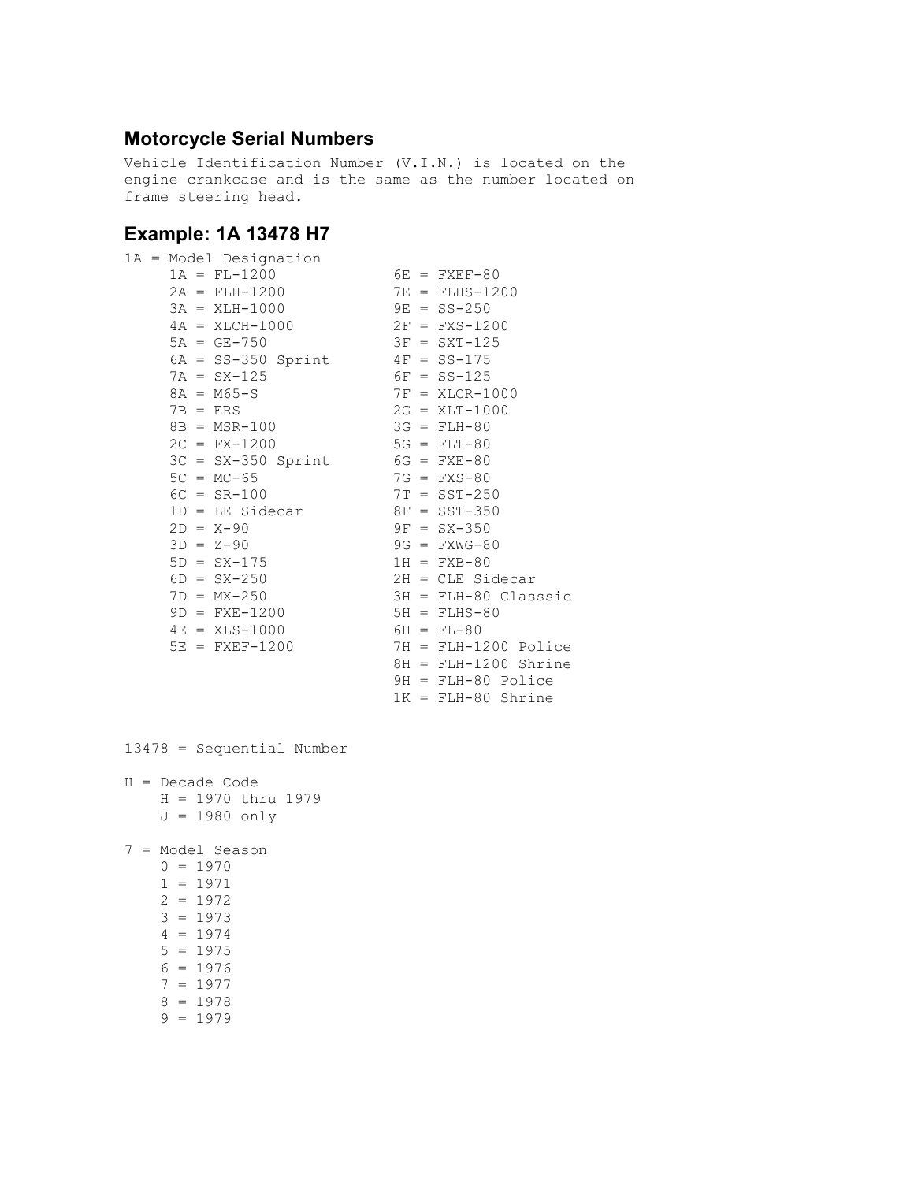## Motorcycle Serial Numbers

Vehicle Identification Number (V.I.N.) is located on the engine crankcase and is the same as the number located on frame steering head.

## Example: 1A 13478 H7

1A = Model Designation

- 1A = FL-1200
- 2A = FLH-1200
- 3A = XLH-1000
- 4A = XLCH-1000
- 5A = GE-750
- 6A = SS-350 Sprint
- 7A = SX-125
- 8A = M65-S
- 7B = ERS
- 8B = MSR-100
- 2C = FX-1200
- 3C = SX-350 Sprint
- 5C = MC-65
- 6C = SR-100
- 1D = LE Sidecar
- 2D = X-90
- 3D = Z-90
- 5D = SX-175
- 6D = SX-250
- 7D = MX-250
- 9D = FXE-1200
- 4E = XLS-1000
- 5E = FXEF-1200
- 6E = FXEF-80
- 7E = FLHS-1200
- 9E = SS-250
- 2F = FXS-1200
- 3F = SXT-125
- 4F = SS-175
- 6F = SS-125
- 7F = XLCR-1000
- 2G = XLT-1000
- 3G = FLH-80
- 5G = FLT-80
- 6G = FXE-80
- 7G = FXS-80
- 7T = SST-250
- 8F = SST-350
- 9F = SX-350
- 9G = FXWG-80
- 1H = FXB-80
- 2H = CLE Sidecar
- 3H = FLH-80 Classsic
- 5H = FLHS-80
- 6H = FL-80
- 7H = FLH-1200 Police
- 8H = FLH-1200 Shrine
- 9H = FLH-80 Police
- 1K = FLH-80 Shrine

13478 = Sequential Number

H = Decade Code

- H = 1970 thru 1979
- J = 1980 only

7 = Model Season

- 0 = 1970
- 1 = 1971
- 2 = 1972
- 3 = 1973
- 4 = 1974
- 5 = 1975
- 6 = 1976
- 7 = 1977
- 8 = 1978
- 9 = 1979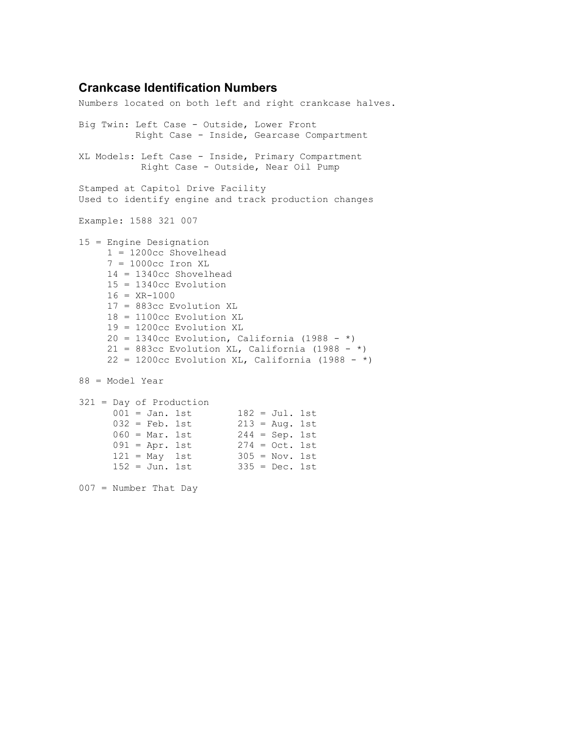## Crankcase Identification Numbers

Numbers located on both left and right crankcase halves.

Big Twin: Left Case - Outside, Lower Front
Right Case - Inside, Gearcase Compartment

XL Models: Left Case - Inside, Primary Compartment
Right Case - Outside, Near Oil Pump

Stamped at Capitol Drive Facility
Used to identify engine and track production changes

Example: 1588 321 007

15 = Engine Designation

- 1 = 1200cc Shovelhead
- 7 = 1000cc Iron XL
- 14 = 1340cc Shovelhead
- 15 = 1340cc Evolution
- 16 = XR-1000
- 17 = 883cc Evolution XL
- 18 = 1100cc Evolution XL
- 19 = 1200cc Evolution XL
- 20 = 1340cc Evolution, California (1988 - *)
- 21 = 883cc Evolution XL, California (1988 - *)
- 22 = 1200cc Evolution XL, California (1988 - *)

88 = Model Year

321 = Day of Production

| | |
|---|---|
| 001 = Jan. 1st | 182 = Jul. 1st |
| 032 = Feb. 1st | 213 = Aug. 1st |
| 060 = Mar. 1st | 244 = Sep. 1st |
| 091 = Apr. 1st | 274 = Oct. 1st |
| 121 = May 1st | 305 = Nov. 1st |
| 152 = Jun. 1st | 335 = Dec. 1st |

007 = Number That Day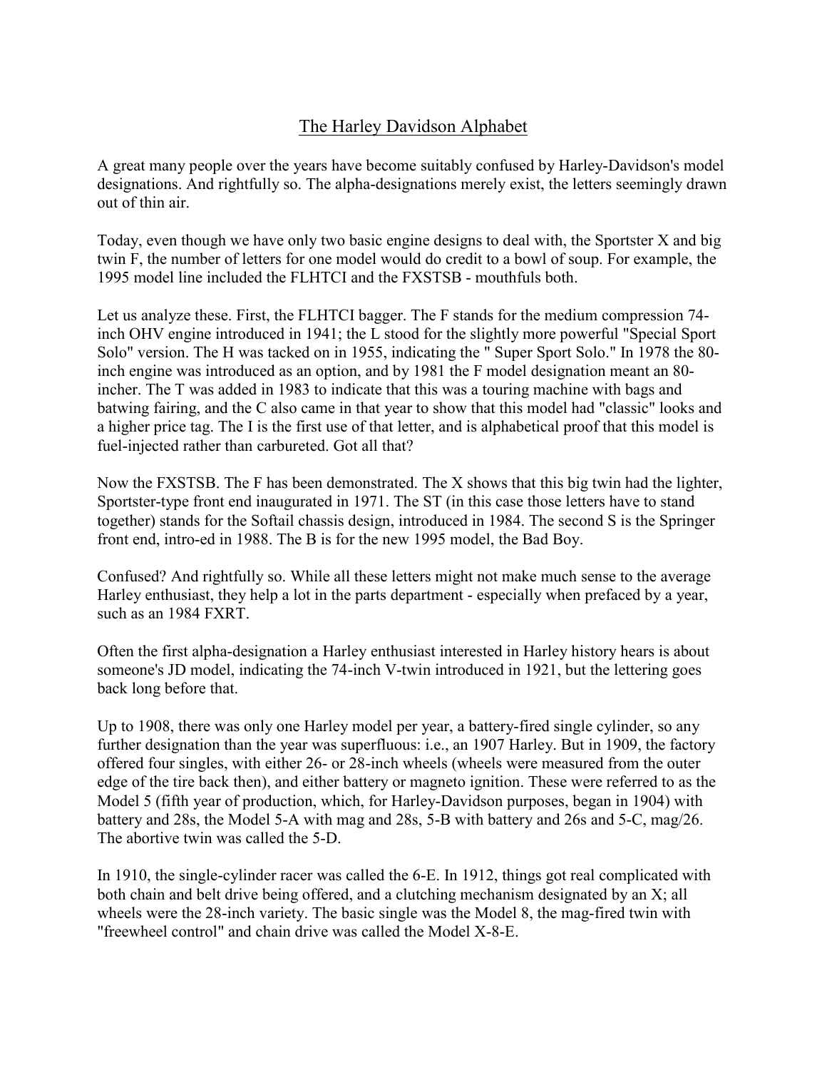# The Harley Davidson Alphabet

A great many people over the years have become suitably confused by Harley-Davidson's model designations. And rightfully so. The alpha-designations merely exist, the letters seemingly drawn out of thin air.

Today, even though we have only two basic engine designs to deal with, the Sportster X and big twin F, the number of letters for one model would do credit to a bowl of soup. For example, the 1995 model line included the FLHTCI and the FXSTSB - mouthfuls both.

Let us analyze these. First, the FLHTCI bagger. The F stands for the medium compression 74-inch OHV engine introduced in 1941; the L stood for the slightly more powerful "Special Sport Solo" version. The H was tacked on in 1955, indicating the " Super Sport Solo." In 1978 the 80-inch engine was introduced as an option, and by 1981 the F model designation meant an 80-incher. The T was added in 1983 to indicate that this was a touring machine with bags and batwing fairing, and the C also came in that year to show that this model had "classic" looks and a higher price tag. The I is the first use of that letter, and is alphabetical proof that this model is fuel-injected rather than carbureted. Got all that?

Now the FXSTSB. The F has been demonstrated. The X shows that this big twin had the lighter, Sportster-type front end inaugurated in 1971. The ST (in this case those letters have to stand together) stands for the Softail chassis design, introduced in 1984. The second S is the Springer front end, intro-ed in 1988. The B is for the new 1995 model, the Bad Boy.

Confused? And rightfully so. While all these letters might not make much sense to the average Harley enthusiast, they help a lot in the parts department - especially when prefaced by a year, such as an 1984 FXRT.

Often the first alpha-designation a Harley enthusiast interested in Harley history hears is about someone's JD model, indicating the 74-inch V-twin introduced in 1921, but the lettering goes back long before that.

Up to 1908, there was only one Harley model per year, a battery-fired single cylinder, so any further designation than the year was superfluous: i.e., an 1907 Harley. But in 1909, the factory offered four singles, with either 26- or 28-inch wheels (wheels were measured from the outer edge of the tire back then), and either battery or magneto ignition. These were referred to as the Model 5 (fifth year of production, which, for Harley-Davidson purposes, began in 1904) with battery and 28s, the Model 5-A with mag and 28s, 5-B with battery and 26s and 5-C, mag/26. The abortive twin was called the 5-D.

In 1910, the single-cylinder racer was called the 6-E. In 1912, things got real complicated with both chain and belt drive being offered, and a clutching mechanism designated by an X; all wheels were the 28-inch variety. The basic single was the Model 8, the mag-fired twin with "freewheel control" and chain drive was called the Model X-8-E.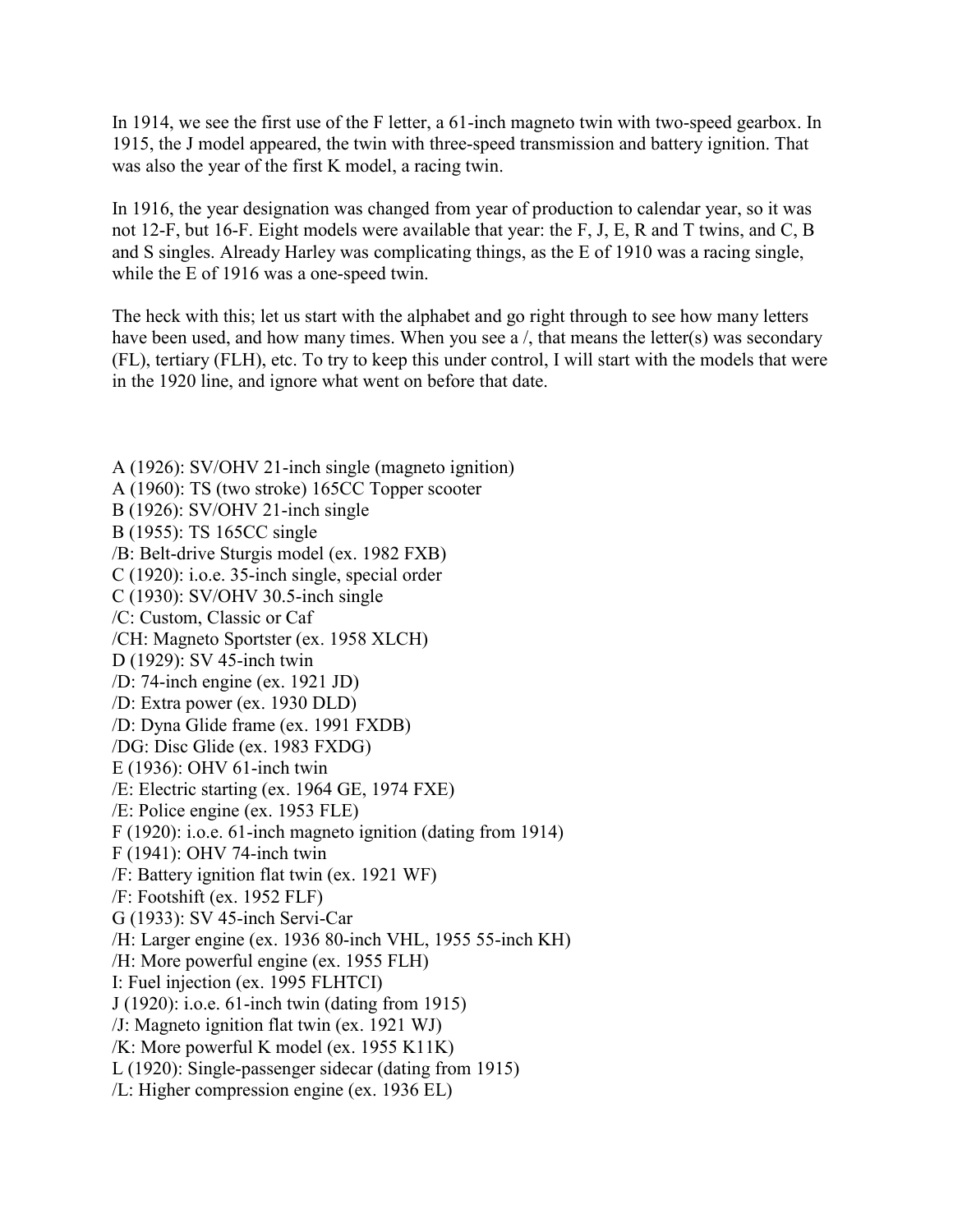In 1914, we see the first use of the F letter, a 61-inch magneto twin with two-speed gearbox. In 1915, the J model appeared, the twin with three-speed transmission and battery ignition. That was also the year of the first K model, a racing twin.

In 1916, the year designation was changed from year of production to calendar year, so it was not 12-F, but 16-F. Eight models were available that year: the F, J, E, R and T twins, and C, B and S singles. Already Harley was complicating things, as the E of 1910 was a racing single, while the E of 1916 was a one-speed twin.

The heck with this; let us start with the alphabet and go right through to see how many letters have been used, and how many times. When you see a /, that means the letter(s) was secondary (FL), tertiary (FLH), etc. To try to keep this under control, I will start with the models that were in the 1920 line, and ignore what went on before that date.

A (1926): SV/OHV 21-inch single (magneto ignition)  
A (1960): TS (two stroke) 165CC Topper scooter  
B (1926): SV/OHV 21-inch single  
B (1955): TS 165CC single  
/B: Belt-drive Sturgis model (ex. 1982 FXB)  
C (1920): i.o.e. 35-inch single, special order  
C (1930): SV/OHV 30.5-inch single  
/C: Custom, Classic or Caf  
/CH: Magneto Sportster (ex. 1958 XLCH)  
D (1929): SV 45-inch twin  
/D: 74-inch engine (ex. 1921 JD)  
/D: Extra power (ex. 1930 DLD)  
/D: Dyna Glide frame (ex. 1991 FXDB)  
/DG: Disc Glide (ex. 1983 FXDG)  
E (1936): OHV 61-inch twin  
/E: Electric starting (ex. 1964 GE, 1974 FXE)  
/E: Police engine (ex. 1953 FLE)  
F (1920): i.o.e. 61-inch magneto ignition (dating from 1914)  
F (1941): OHV 74-inch twin  
/F: Battery ignition flat twin (ex. 1921 WF)  
/F: Footshift (ex. 1952 FLF)  
G (1933): SV 45-inch Servi-Car  
/H: Larger engine (ex. 1936 80-inch VHL, 1955 55-inch KH)  
/H: More powerful engine (ex. 1955 FLH)  
I: Fuel injection (ex. 1995 FLHTCI)  
J (1920): i.o.e. 61-inch twin (dating from 1915)  
/J: Magneto ignition flat twin (ex. 1921 WJ)  
/K: More powerful K model (ex. 1955 K11K)  
L (1920): Single-passenger sidecar (dating from 1915)  
/L: Higher compression engine (ex. 1936 EL)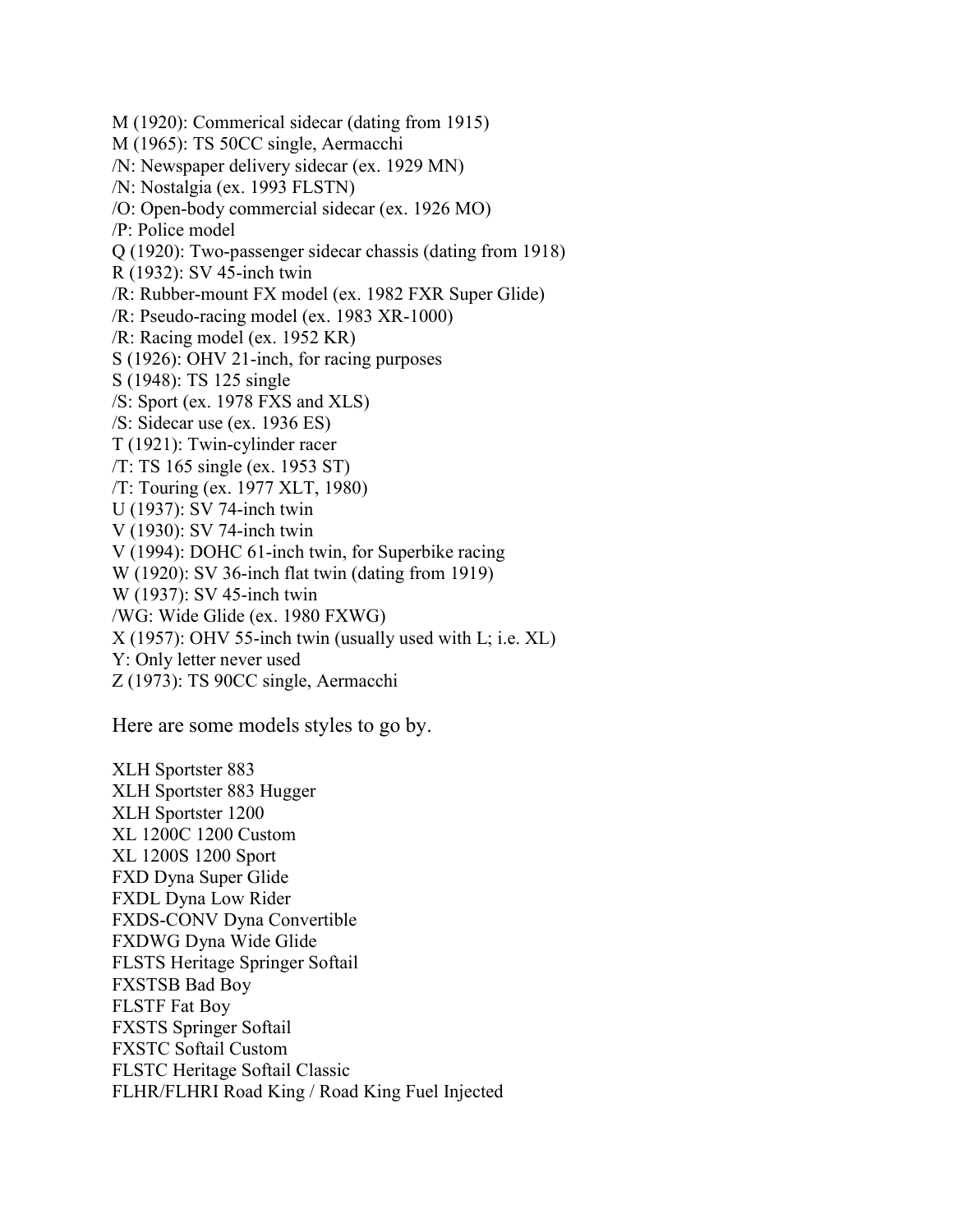M (1920): Commerical sidecar (dating from 1915)
M (1965): TS 50CC single, Aermacchi
/N: Newspaper delivery sidecar (ex. 1929 MN)
/N: Nostalgia (ex. 1993 FLSTN)
/O: Open-body commercial sidecar (ex. 1926 MO)
/P: Police model
Q (1920): Two-passenger sidecar chassis (dating from 1918)
R (1932): SV 45-inch twin
/R: Rubber-mount FX model (ex. 1982 FXR Super Glide)
/R: Pseudo-racing model (ex. 1983 XR-1000)
/R: Racing model (ex. 1952 KR)
S (1926): OHV 21-inch, for racing purposes
S (1948): TS 125 single
/S: Sport (ex. 1978 FXS and XLS)
/S: Sidecar use (ex. 1936 ES)
T (1921): Twin-cylinder racer
/T: TS 165 single (ex. 1953 ST)
/T: Touring (ex. 1977 XLT, 1980)
U (1937): SV 74-inch twin
V (1930): SV 74-inch twin
V (1994): DOHC 61-inch twin, for Superbike racing
W (1920): SV 36-inch flat twin (dating from 1919)
W (1937): SV 45-inch twin
/WG: Wide Glide (ex. 1980 FXWG)
X (1957): OHV 55-inch twin (usually used with L; i.e. XL)
Y: Only letter never used
Z (1973): TS 90CC single, Aermacchi

Here are some models styles to go by.

XLH Sportster 883
XLH Sportster 883 Hugger
XLH Sportster 1200
XL 1200C 1200 Custom
XL 1200S 1200 Sport
FXD Dyna Super Glide
FXDL Dyna Low Rider
FXDS-CONV Dyna Convertible
FXDWG Dyna Wide Glide
FLSTS Heritage Springer Softail
FXSTSB Bad Boy
FLSTF Fat Boy
FXSTS Springer Softail
FXSTC Softail Custom
FLSTC Heritage Softail Classic
FLHR/FLHRI Road King / Road King Fuel Injected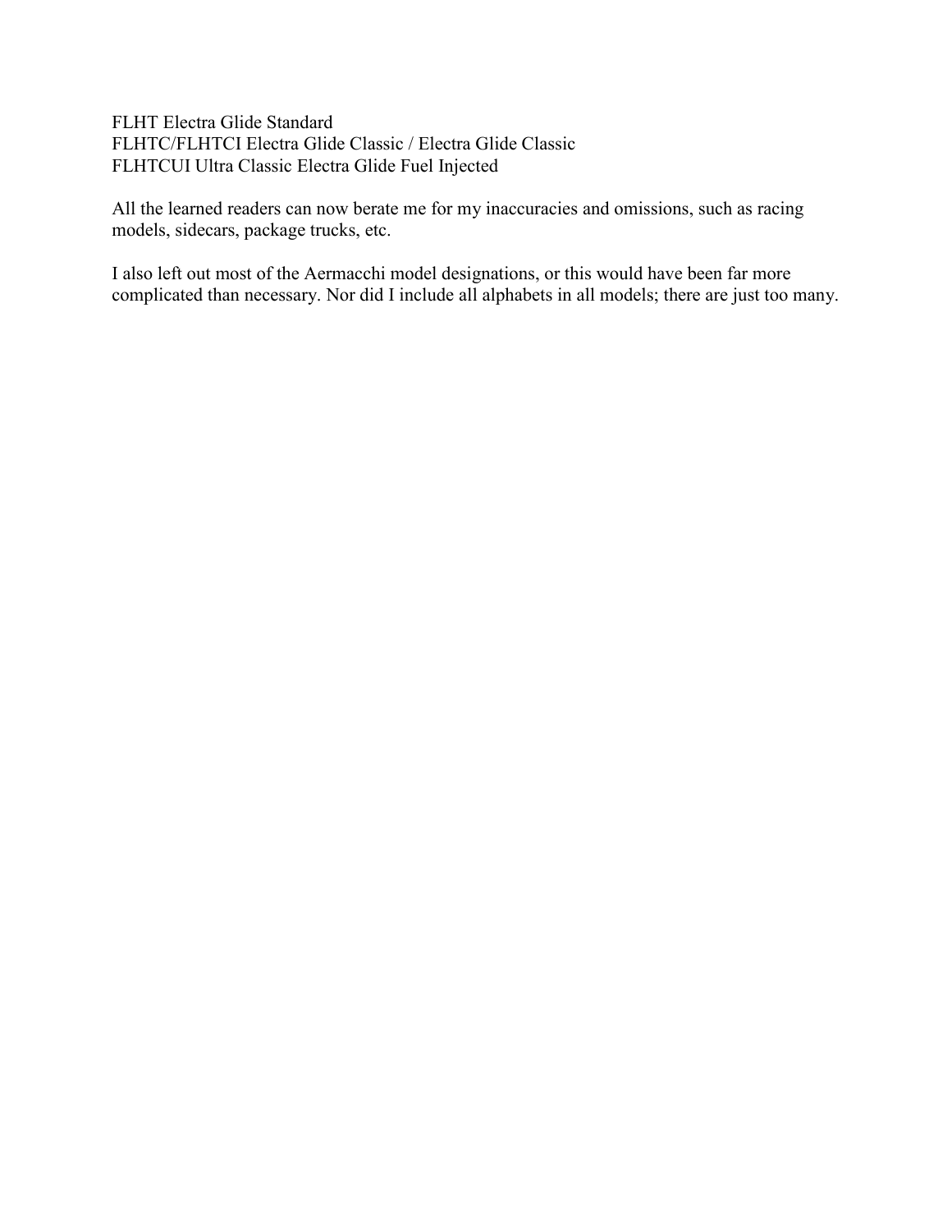FLHT Electra Glide Standard
FLHTC/FLHTCI Electra Glide Classic / Electra Glide Classic
FLHTCUI Ultra Classic Electra Glide Fuel Injected

All the learned readers can now berate me for my inaccuracies and omissions, such as racing models, sidecars, package trucks, etc.

I also left out most of the Aermacchi model designations, or this would have been far more complicated than necessary. Nor did I include all alphabets in all models; there are just too many.